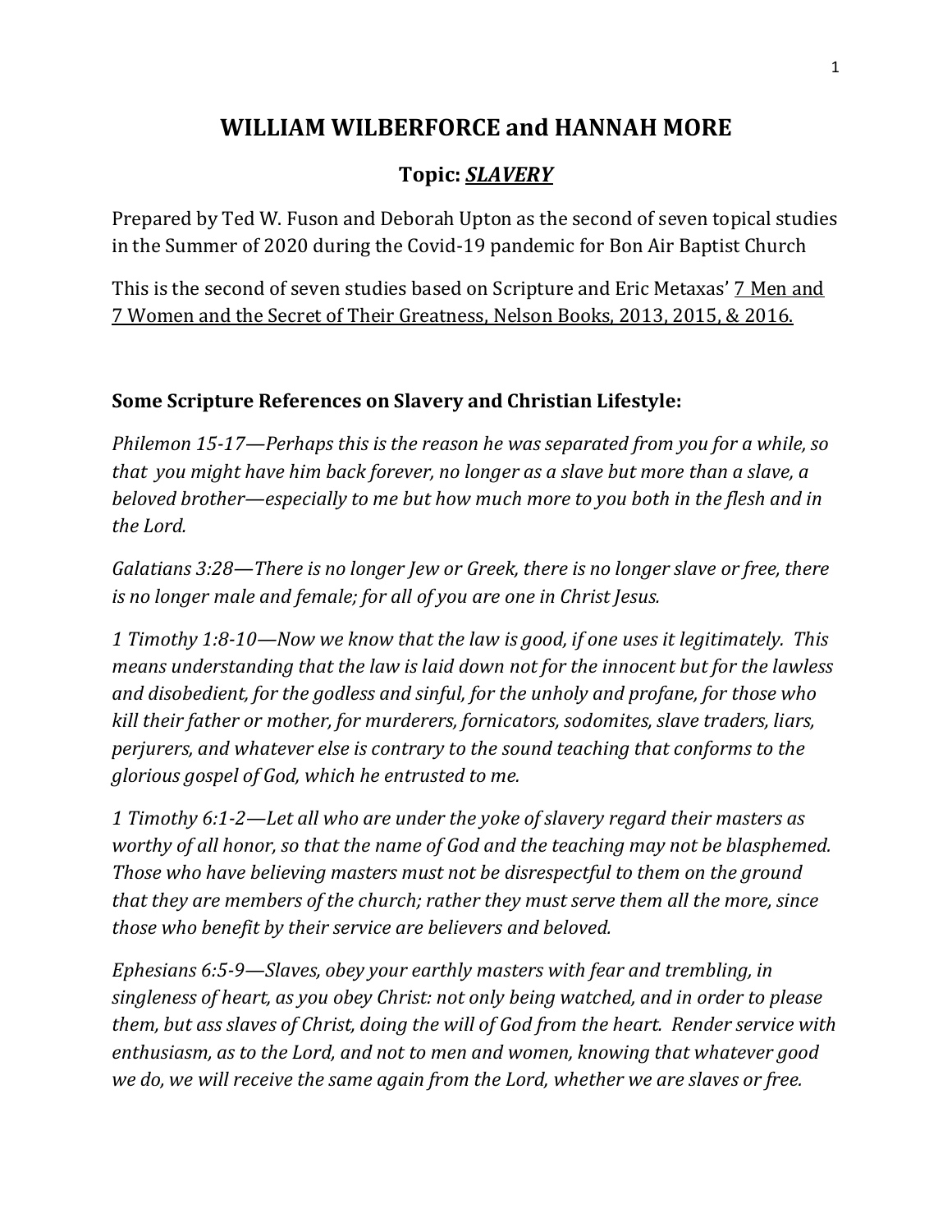# WILLIAM WILBERFORCE and HANNAH MORE

## Topic: ***SLAVERY***

Prepared by Ted W. Fuson and Deborah Upton as the second of seven topical studies in the Summer of 2020 during the Covid-19 pandemic for Bon Air Baptist Church

This is the second of seven studies based on Scripture and Eric Metaxas' 7 Men and 7 Women and the Secret of Their Greatness, Nelson Books, 2013, 2015, & 2016.

### Some Scripture References on Slavery and Christian Lifestyle:

*Philemon 15-17—Perhaps this is the reason he was separated from you for a while, so that you might have him back forever, no longer as a slave but more than a slave, a beloved brother—especially to me but how much more to you both in the flesh and in the Lord.*

*Galatians 3:28—There is no longer Jew or Greek, there is no longer slave or free, there is no longer male and female; for all of you are one in Christ Jesus.*

*1 Timothy 1:8-10—Now we know that the law is good, if one uses it legitimately. This means understanding that the law is laid down not for the innocent but for the lawless and disobedient, for the godless and sinful, for the unholy and profane, for those who kill their father or mother, for murderers, fornicators, sodomites, slave traders, liars, perjurers, and whatever else is contrary to the sound teaching that conforms to the glorious gospel of God, which he entrusted to me.*

*1 Timothy 6:1-2—Let all who are under the yoke of slavery regard their masters as worthy of all honor, so that the name of God and the teaching may not be blasphemed. Those who have believing masters must not be disrespectful to them on the ground that they are members of the church; rather they must serve them all the more, since those who benefit by their service are believers and beloved.*

*Ephesians 6:5-9—Slaves, obey your earthly masters with fear and trembling, in singleness of heart, as you obey Christ: not only being watched, and in order to please them, but ass slaves of Christ, doing the will of God from the heart. Render service with enthusiasm, as to the Lord, and not to men and women, knowing that whatever good we do, we will receive the same again from the Lord, whether we are slaves or free.*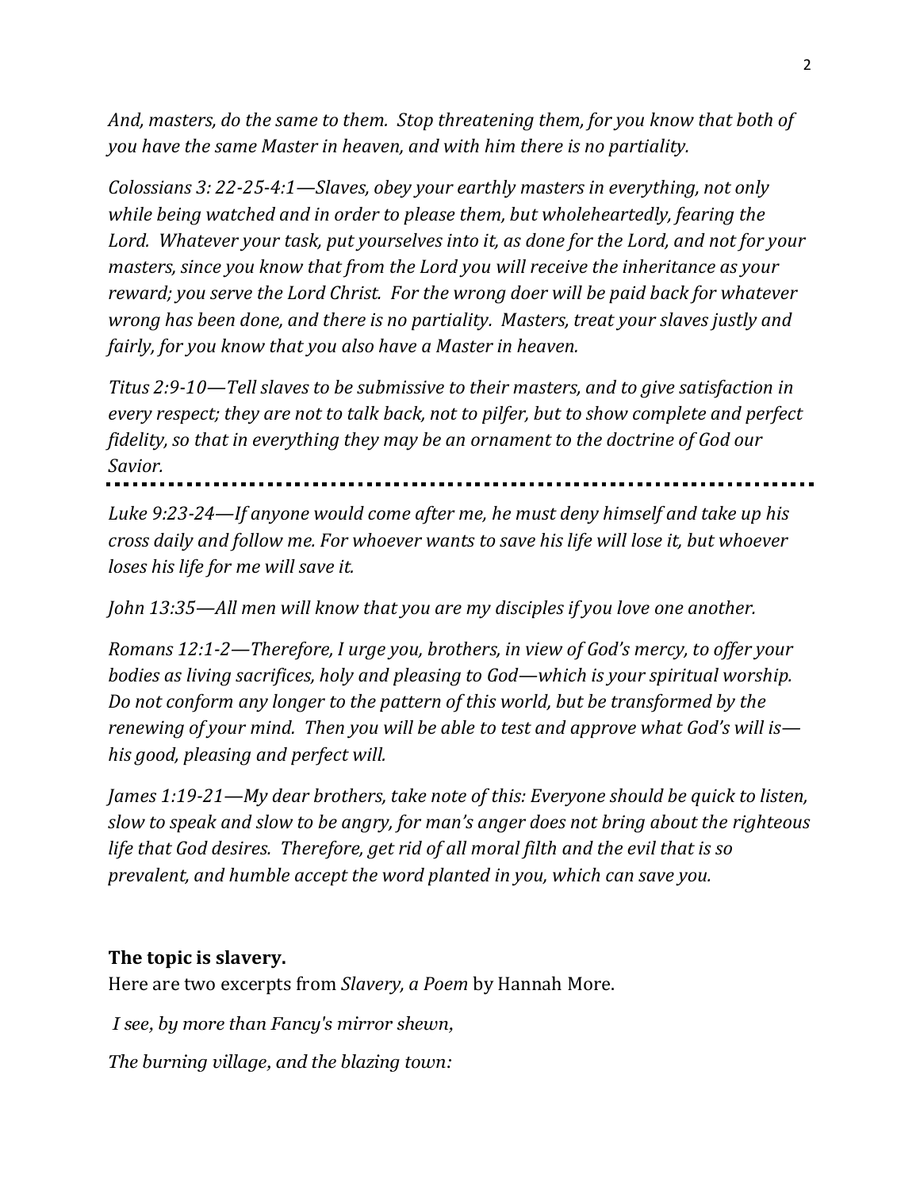*And, masters, do the same to them. Stop threatening them, for you know that both of you have the same Master in heaven, and with him there is no partiality.*

*Colossians 3: 22-25-4:1—Slaves, obey your earthly masters in everything, not only while being watched and in order to please them, but wholeheartedly, fearing the Lord. Whatever your task, put yourselves into it, as done for the Lord, and not for your masters, since you know that from the Lord you will receive the inheritance as your reward; you serve the Lord Christ. For the wrong doer will be paid back for whatever wrong has been done, and there is no partiality. Masters, treat your slaves justly and fairly, for you know that you also have a Master in heaven.*

*Titus 2:9-10—Tell slaves to be submissive to their masters, and to give satisfaction in every respect; they are not to talk back, not to pilfer, but to show complete and perfect fidelity, so that in everything they may be an ornament to the doctrine of God our Savior.*

---

*Luke 9:23-24—If anyone would come after me, he must deny himself and take up his cross daily and follow me. For whoever wants to save his life will lose it, but whoever loses his life for me will save it.*

*John 13:35—All men will know that you are my disciples if you love one another.*

*Romans 12:1-2—Therefore, I urge you, brothers, in view of God's mercy, to offer your bodies as living sacrifices, holy and pleasing to God—which is your spiritual worship. Do not conform any longer to the pattern of this world, but be transformed by the renewing of your mind. Then you will be able to test and approve what God's will is—his good, pleasing and perfect will.*

*James 1:19-21—My dear brothers, take note of this: Everyone should be quick to listen, slow to speak and slow to be angry, for man's anger does not bring about the righteous life that God desires. Therefore, get rid of all moral filth and the evil that is so prevalent, and humble accept the word planted in you, which can save you.*

**The topic is slavery.**

Here are two excerpts from *Slavery, a Poem* by Hannah More.

*I see, by more than Fancy's mirror shewn,*

*The burning village, and the blazing town:*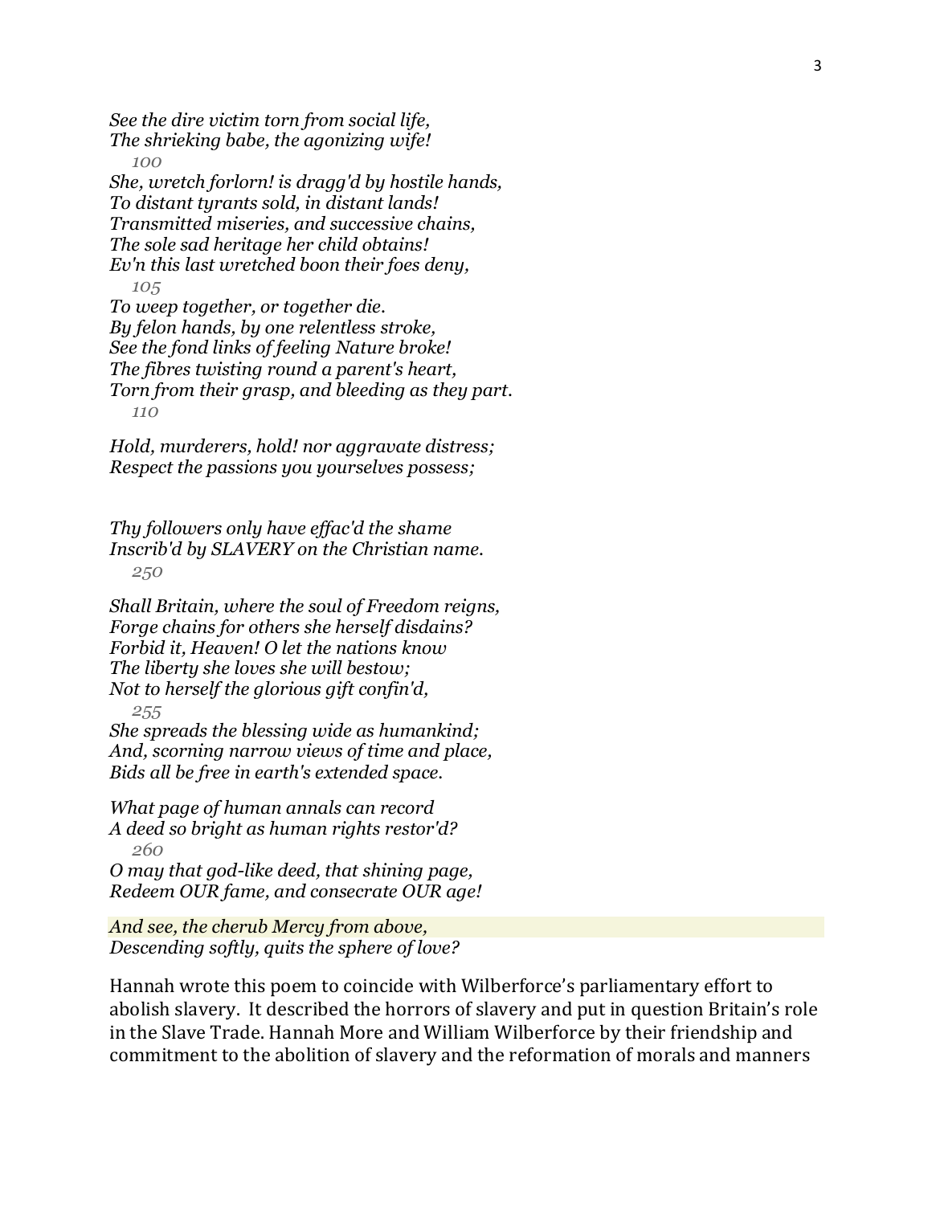*See the dire victim torn from social life,*
*The shrieking babe, the agonizing wife!*
100
*She, wretch forlorn! is dragg'd by hostile hands,*
*To distant tyrants sold, in distant lands!*
*Transmitted miseries, and successive chains,*
*The sole sad heritage her child obtains!*
*Ev'n this last wretched boon their foes deny,*
105
*To weep together, or together die.*
*By felon hands, by one relentless stroke,*
*See the fond links of feeling Nature broke!*
*The fibres twisting round a parent's heart,*
*Torn from their grasp, and bleeding as they part.*
110

*Hold, murderers, hold! nor aggravate distress;*
*Respect the passions you yourselves possess;*

*Thy followers only have effac'd the shame*
*Inscrib'd by SLAVERY on the Christian name.*
250

*Shall Britain, where the soul of Freedom reigns,*
*Forge chains for others she herself disdains?*
*Forbid it, Heaven! O let the nations know*
*The liberty she loves she will bestow;*
*Not to herself the glorious gift confin'd,*
255
*She spreads the blessing wide as humankind;*
*And, scorning narrow views of time and place,*
*Bids all be free in earth's extended space.*

*What page of human annals can record*
*A deed so bright as human rights restor'd?*
260
*O may that god-like deed, that shining page,*
*Redeem OUR fame, and consecrate OUR age!*

*And see, the cherub Mercy from above,*
*Descending softly, quits the sphere of love?*

Hannah wrote this poem to coincide with Wilberforce's parliamentary effort to abolish slavery. It described the horrors of slavery and put in question Britain's role in the Slave Trade. Hannah More and William Wilberforce by their friendship and commitment to the abolition of slavery and the reformation of morals and manners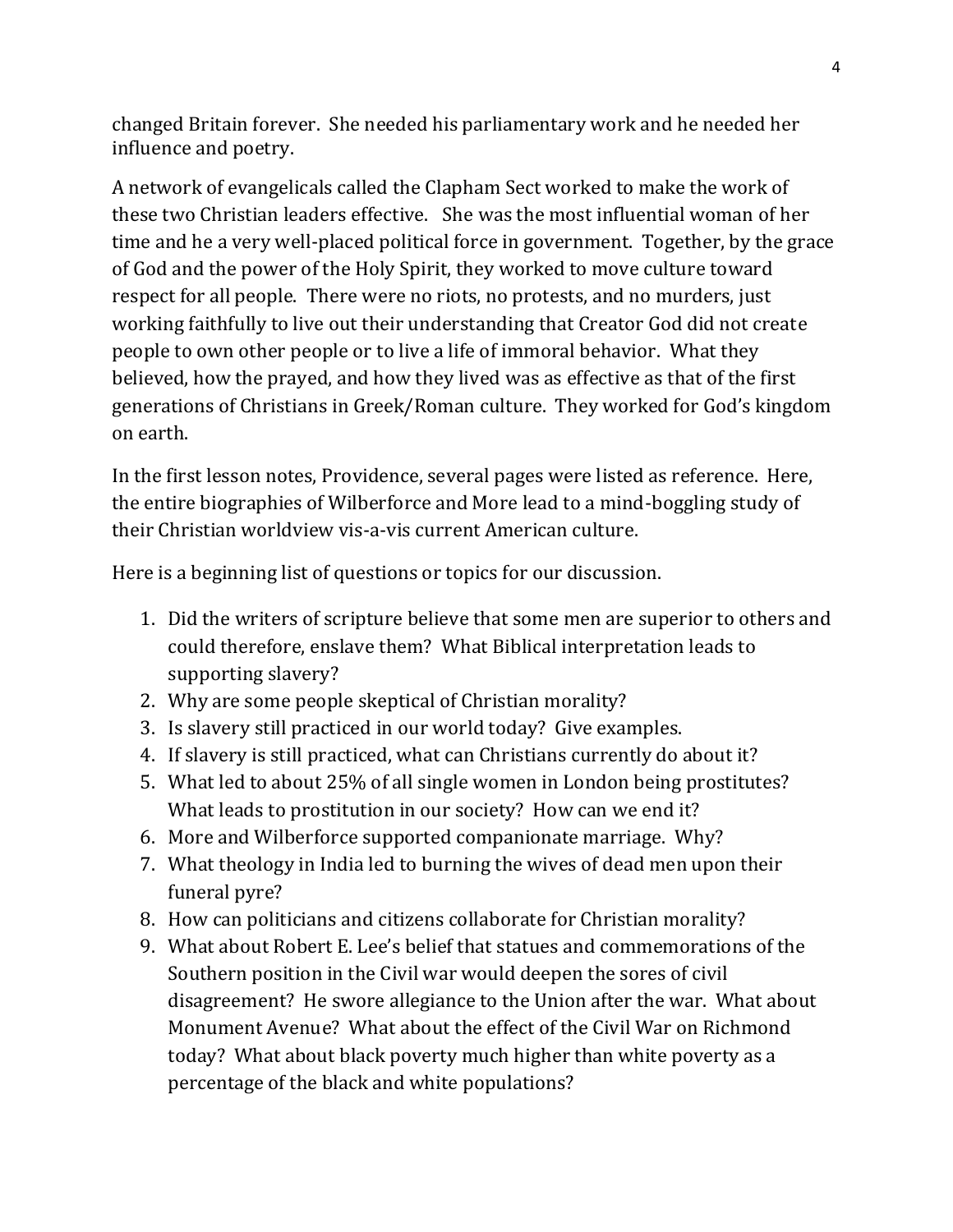changed Britain forever. She needed his parliamentary work and he needed her influence and poetry.

A network of evangelicals called the Clapham Sect worked to make the work of these two Christian leaders effective. She was the most influential woman of her time and he a very well-placed political force in government. Together, by the grace of God and the power of the Holy Spirit, they worked to move culture toward respect for all people. There were no riots, no protests, and no murders, just working faithfully to live out their understanding that Creator God did not create people to own other people or to live a life of immoral behavior. What they believed, how the prayed, and how they lived was as effective as that of the first generations of Christians in Greek/Roman culture. They worked for God's kingdom on earth.

In the first lesson notes, Providence, several pages were listed as reference. Here, the entire biographies of Wilberforce and More lead to a mind-boggling study of their Christian worldview vis-a-vis current American culture.

Here is a beginning list of questions or topics for our discussion.

1. Did the writers of scripture believe that some men are superior to others and could therefore, enslave them? What Biblical interpretation leads to supporting slavery?
2. Why are some people skeptical of Christian morality?
3. Is slavery still practiced in our world today? Give examples.
4. If slavery is still practiced, what can Christians currently do about it?
5. What led to about 25% of all single women in London being prostitutes? What leads to prostitution in our society? How can we end it?
6. More and Wilberforce supported companionate marriage. Why?
7. What theology in India led to burning the wives of dead men upon their funeral pyre?
8. How can politicians and citizens collaborate for Christian morality?
9. What about Robert E. Lee's belief that statues and commemorations of the Southern position in the Civil war would deepen the sores of civil disagreement? He swore allegiance to the Union after the war. What about Monument Avenue? What about the effect of the Civil War on Richmond today? What about black poverty much higher than white poverty as a percentage of the black and white populations?